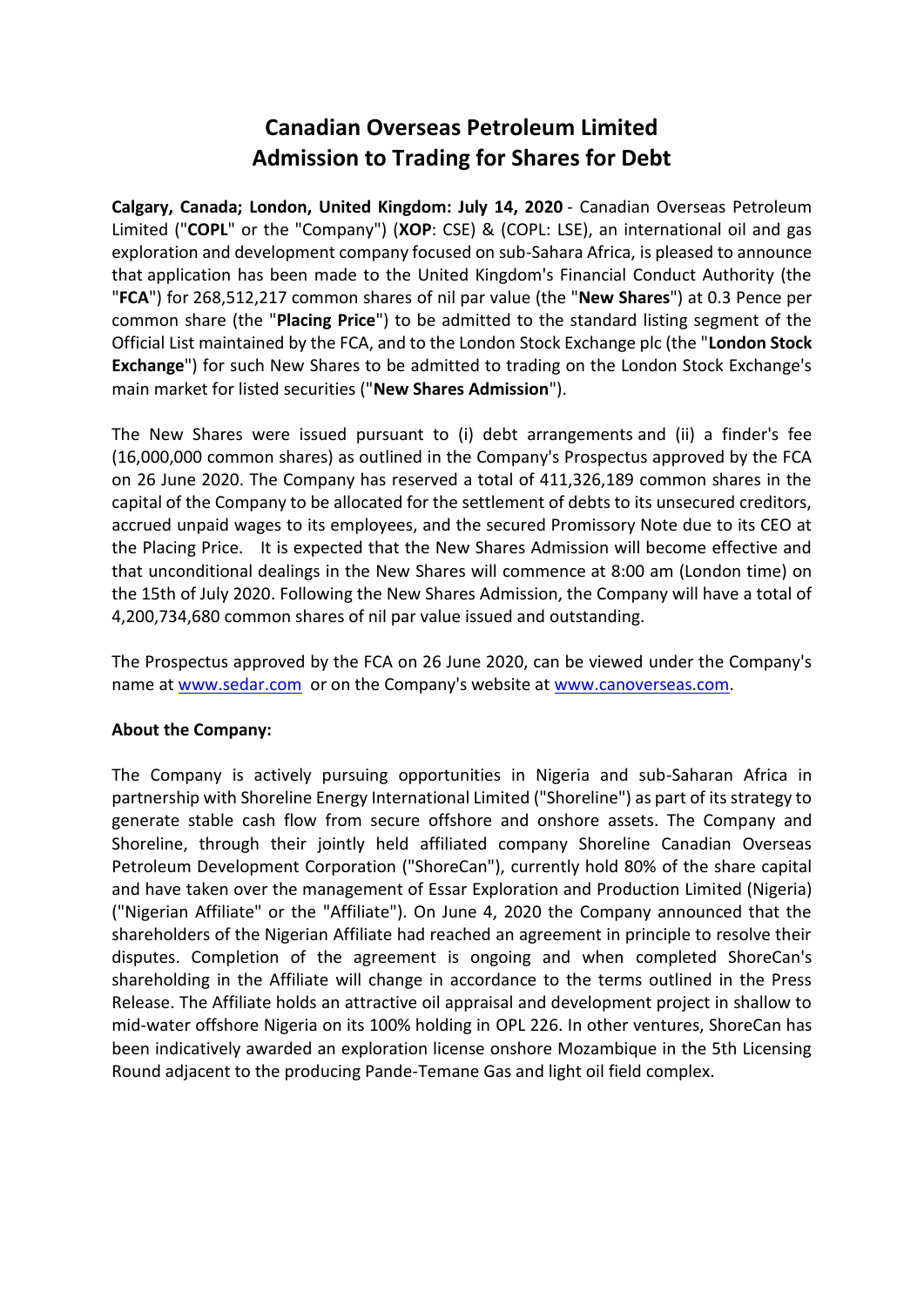# Canadian Overseas Petroleum Limited
# Admission to Trading for Shares for Debt

**Calgary, Canada; London, United Kingdom: July 14, 2020** - Canadian Overseas Petroleum Limited ("**COPL**" or the "Company") (**XOP**: CSE) & (COPL: LSE), an international oil and gas exploration and development company focused on sub-Sahara Africa, is pleased to announce that application has been made to the United Kingdom's Financial Conduct Authority (the "**FCA**") for 268,512,217 common shares of nil par value (the "**New Shares**") at 0.3 Pence per common share (the "**Placing Price**") to be admitted to the standard listing segment of the Official List maintained by the FCA, and to the London Stock Exchange plc (the "**London Stock Exchange**") for such New Shares to be admitted to trading on the London Stock Exchange's main market for listed securities ("**New Shares Admission**").

The New Shares were issued pursuant to (i) debt arrangements and (ii) a finder's fee (16,000,000 common shares) as outlined in the Company's Prospectus approved by the FCA on 26 June 2020. The Company has reserved a total of 411,326,189 common shares in the capital of the Company to be allocated for the settlement of debts to its unsecured creditors, accrued unpaid wages to its employees, and the secured Promissory Note due to its CEO at the Placing Price. It is expected that the New Shares Admission will become effective and that unconditional dealings in the New Shares will commence at 8:00 am (London time) on the 15th of July 2020. Following the New Shares Admission, the Company will have a total of 4,200,734,680 common shares of nil par value issued and outstanding.

The Prospectus approved by the FCA on 26 June 2020, can be viewed under the Company's name at www.sedar.com or on the Company's website at www.canoverseas.com.

**About the Company:**

The Company is actively pursuing opportunities in Nigeria and sub-Saharan Africa in partnership with Shoreline Energy International Limited ("Shoreline") as part of its strategy to generate stable cash flow from secure offshore and onshore assets. The Company and Shoreline, through their jointly held affiliated company Shoreline Canadian Overseas Petroleum Development Corporation ("ShoreCan"), currently hold 80% of the share capital and have taken over the management of Essar Exploration and Production Limited (Nigeria) ("Nigerian Affiliate" or the "Affiliate"). On June 4, 2020 the Company announced that the shareholders of the Nigerian Affiliate had reached an agreement in principle to resolve their disputes. Completion of the agreement is ongoing and when completed ShoreCan's shareholding in the Affiliate will change in accordance to the terms outlined in the Press Release. The Affiliate holds an attractive oil appraisal and development project in shallow to mid-water offshore Nigeria on its 100% holding in OPL 226. In other ventures, ShoreCan has been indicatively awarded an exploration license onshore Mozambique in the 5th Licensing Round adjacent to the producing Pande-Temane Gas and light oil field complex.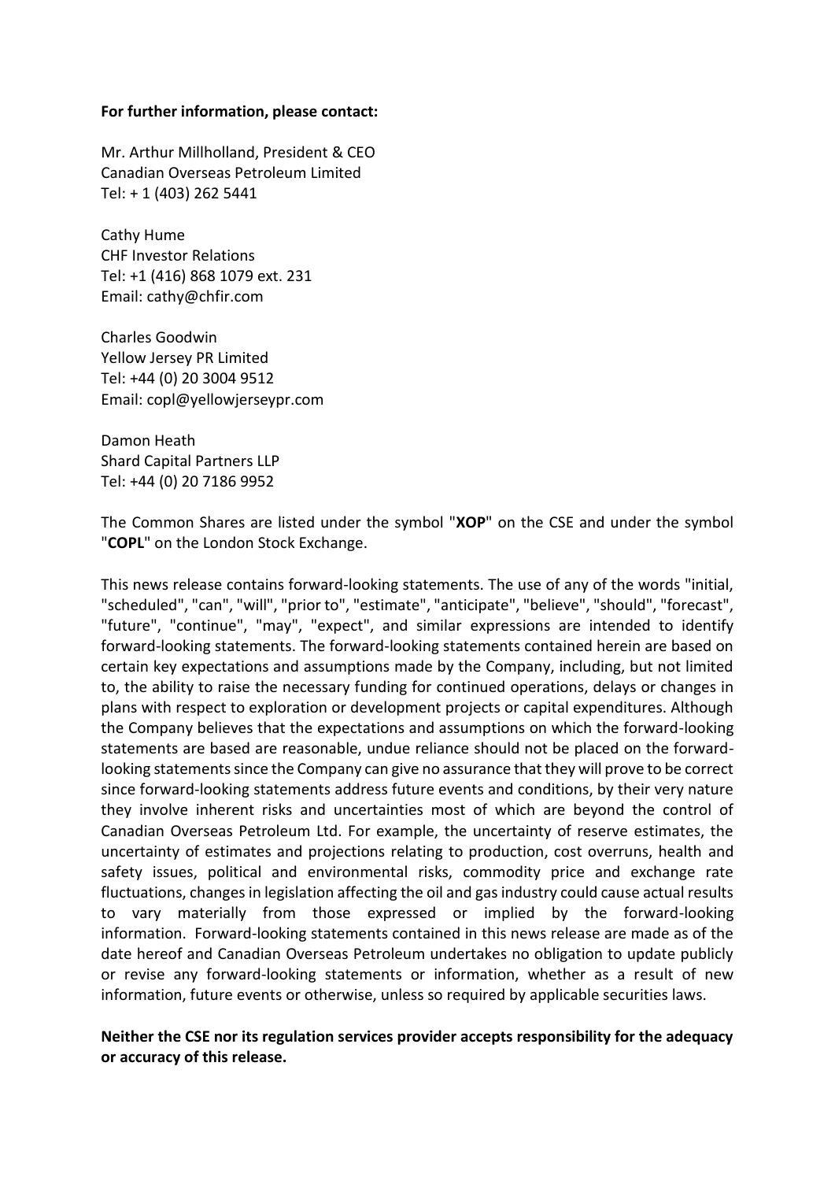**For further information, please contact:**

Mr. Arthur Millholland, President & CEO
Canadian Overseas Petroleum Limited
Tel: + 1 (403) 262 5441

Cathy Hume
CHF Investor Relations
Tel: +1 (416) 868 1079 ext. 231
Email: cathy@chfir.com

Charles Goodwin
Yellow Jersey PR Limited
Tel: +44 (0) 20 3004 9512
Email: copl@yellowjerseypr.com

Damon Heath
Shard Capital Partners LLP
Tel: +44 (0) 20 7186 9952

The Common Shares are listed under the symbol "**XOP**" on the CSE and under the symbol "**COPL**" on the London Stock Exchange.

This news release contains forward-looking statements. The use of any of the words "initial, "scheduled", "can", "will", "prior to", "estimate", "anticipate", "believe", "should", "forecast", "future", "continue", "may", "expect", and similar expressions are intended to identify forward-looking statements. The forward-looking statements contained herein are based on certain key expectations and assumptions made by the Company, including, but not limited to, the ability to raise the necessary funding for continued operations, delays or changes in plans with respect to exploration or development projects or capital expenditures. Although the Company believes that the expectations and assumptions on which the forward-looking statements are based are reasonable, undue reliance should not be placed on the forward-looking statements since the Company can give no assurance that they will prove to be correct since forward-looking statements address future events and conditions, by their very nature they involve inherent risks and uncertainties most of which are beyond the control of Canadian Overseas Petroleum Ltd. For example, the uncertainty of reserve estimates, the uncertainty of estimates and projections relating to production, cost overruns, health and safety issues, political and environmental risks, commodity price and exchange rate fluctuations, changes in legislation affecting the oil and gas industry could cause actual results to vary materially from those expressed or implied by the forward-looking information. Forward-looking statements contained in this news release are made as of the date hereof and Canadian Overseas Petroleum undertakes no obligation to update publicly or revise any forward-looking statements or information, whether as a result of new information, future events or otherwise, unless so required by applicable securities laws.

**Neither the CSE nor its regulation services provider accepts responsibility for the adequacy or accuracy of this release.**